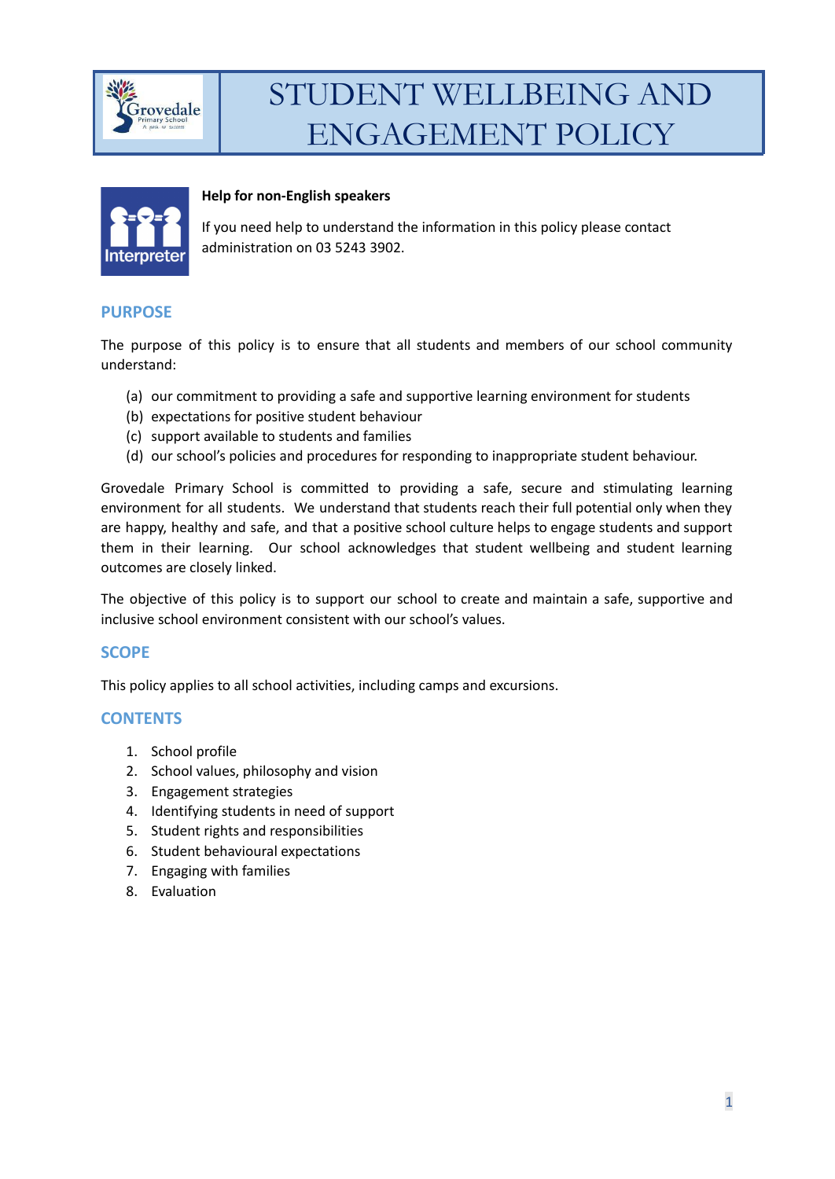# STUDENT WELLBEING AND ENGAGEMENT POLICY

**Help for non-English speakers**

If you need help to understand the information in this policy please contact administration on 03 5243 3902.

## PURPOSE

The purpose of this policy is to ensure that all students and members of our school community understand:

(a) our commitment to providing a safe and supportive learning environment for students
(b) expectations for positive student behaviour
(c) support available to students and families
(d) our school's policies and procedures for responding to inappropriate student behaviour.

Grovedale Primary School is committed to providing a safe, secure and stimulating learning environment for all students. We understand that students reach their full potential only when they are happy, healthy and safe, and that a positive school culture helps to engage students and support them in their learning. Our school acknowledges that student wellbeing and student learning outcomes are closely linked.

The objective of this policy is to support our school to create and maintain a safe, supportive and inclusive school environment consistent with our school's values.

## SCOPE

This policy applies to all school activities, including camps and excursions.

## CONTENTS

1. School profile
2. School values, philosophy and vision
3. Engagement strategies
4. Identifying students in need of support
5. Student rights and responsibilities
6. Student behavioural expectations
7. Engaging with families
8. Evaluation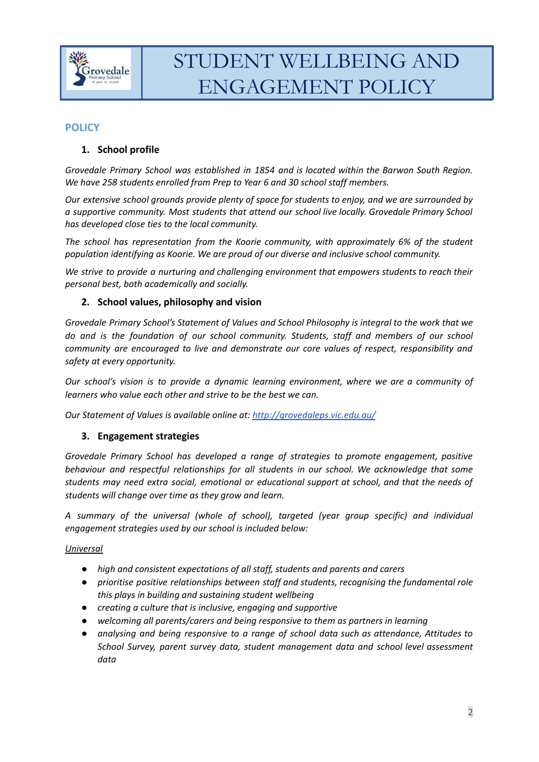// STUDENT WELLBEING AND ENGAGEMENT POLICY

## POLICY

### 1. School profile

*Grovedale Primary School was established in 1854 and is located within the Barwon South Region. We have 258 students enrolled from Prep to Year 6 and 30 school staff members.*

*Our extensive school grounds provide plenty of space for students to enjoy, and we are surrounded by a supportive community. Most students that attend our school live locally. Grovedale Primary School has developed close ties to the local community.*

*The school has representation from the Koorie community, with approximately 6% of the student population identifying as Koorie. We are proud of our diverse and inclusive school community.*

*We strive to provide a nurturing and challenging environment that empowers students to reach their personal best, both academically and socially.*

### 2. School values, philosophy and vision

*Grovedale Primary School's Statement of Values and School Philosophy is integral to the work that we do and is the foundation of our school community. Students, staff and members of our school community are encouraged to live and demonstrate our core values of respect, responsibility and safety at every opportunity.*

*Our school's vision is to provide a dynamic learning environment, where we are a community of learners who value each other and strive to be the best we can.*

*Our Statement of Values is available online at: [http://grovedaleps.vic.edu.au/](http://grovedaleps.vic.edu.au/)*

### 3. Engagement strategies

*Grovedale Primary School has developed a range of strategies to promote engagement, positive behaviour and respectful relationships for all students in our school. We acknowledge that some students may need extra social, emotional or educational support at school, and that the needs of students will change over time as they grow and learn.*

*A summary of the universal (whole of school), targeted (year group specific) and individual engagement strategies used by our school is included below:*

*<u>Universal</u>*

- *high and consistent expectations of all staff, students and parents and carers*
- *prioritise positive relationships between staff and students, recognising the fundamental role this plays in building and sustaining student wellbeing*
- *creating a culture that is inclusive, engaging and supportive*
- *welcoming all parents/carers and being responsive to them as partners in learning*
- *analysing and being responsive to a range of school data such as attendance, Attitudes to School Survey, parent survey data, student management data and school level assessment data*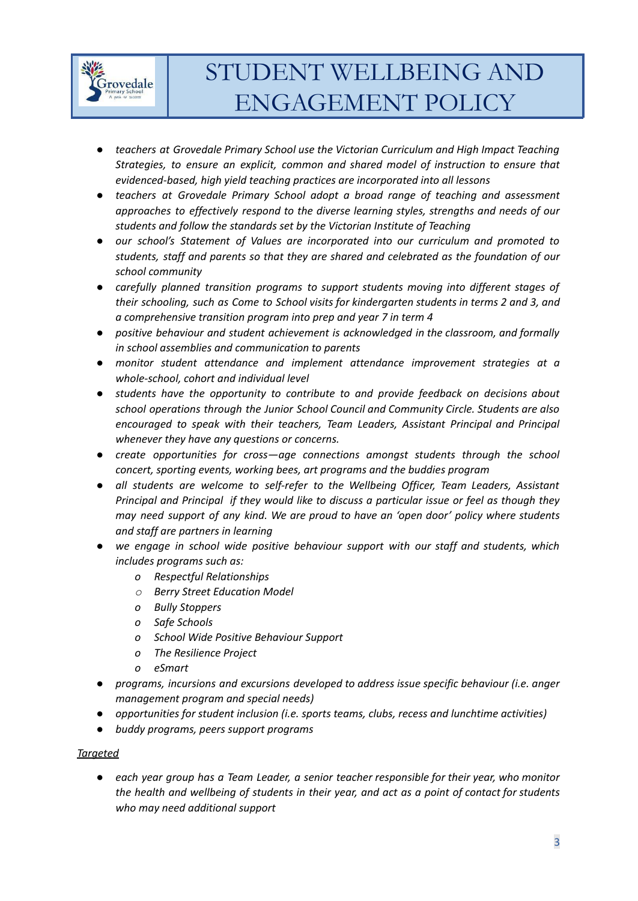- *teachers at Grovedale Primary School use the Victorian Curriculum and High Impact Teaching Strategies, to ensure an explicit, common and shared model of instruction to ensure that evidenced-based, high yield teaching practices are incorporated into all lessons*
- *teachers at Grovedale Primary School adopt a broad range of teaching and assessment approaches to effectively respond to the diverse learning styles, strengths and needs of our students and follow the standards set by the Victorian Institute of Teaching*
- *our school's Statement of Values are incorporated into our curriculum and promoted to students, staff and parents so that they are shared and celebrated as the foundation of our school community*
- *carefully planned transition programs to support students moving into different stages of their schooling, such as Come to School visits for kindergarten students in terms 2 and 3, and a comprehensive transition program into prep and year 7 in term 4*
- *positive behaviour and student achievement is acknowledged in the classroom, and formally in school assemblies and communication to parents*
- *monitor student attendance and implement attendance improvement strategies at a whole-school, cohort and individual level*
- *students have the opportunity to contribute to and provide feedback on decisions about school operations through the Junior School Council and Community Circle. Students are also encouraged to speak with their teachers, Team Leaders, Assistant Principal and Principal whenever they have any questions or concerns.*
- *create opportunities for cross—age connections amongst students through the school concert, sporting events, working bees, art programs and the buddies program*
- *all students are welcome to self-refer to the Wellbeing Officer, Team Leaders, Assistant Principal and Principal if they would like to discuss a particular issue or feel as though they may need support of any kind. We are proud to have an 'open door' policy where students and staff are partners in learning*
- *we engage in school wide positive behaviour support with our staff and students, which includes programs such as:*
  - *Respectful Relationships*
  - *Berry Street Education Model*
  - *Bully Stoppers*
  - *Safe Schools*
  - *School Wide Positive Behaviour Support*
  - *The Resilience Project*
  - *eSmart*
- *programs, incursions and excursions developed to address issue specific behaviour (i.e. anger management program and special needs)*
- *opportunities for student inclusion (i.e. sports teams, clubs, recess and lunchtime activities)*
- *buddy programs, peers support programs*

*Targeted*

- *each year group has a Team Leader, a senior teacher responsible for their year, who monitor the health and wellbeing of students in their year, and act as a point of contact for students who may need additional support*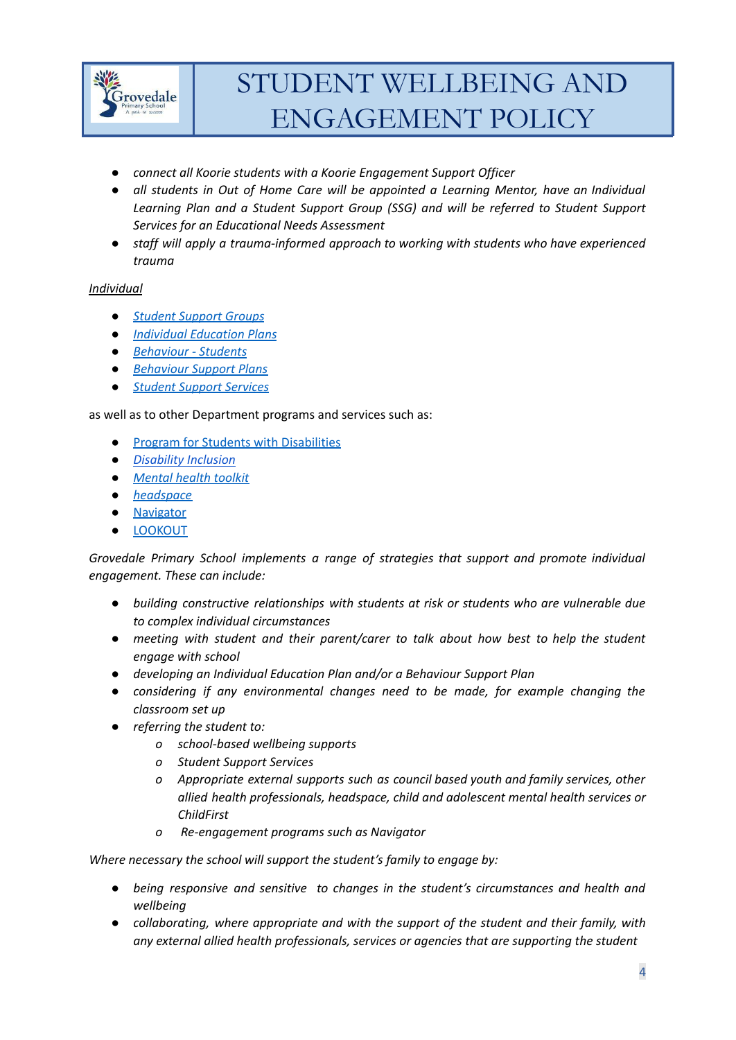- *connect all Koorie students with a Koorie Engagement Support Officer*
- *all students in Out of Home Care will be appointed a Learning Mentor, have an Individual Learning Plan and a Student Support Group (SSG) and will be referred to Student Support Services for an Educational Needs Assessment*
- *staff will apply a trauma-informed approach to working with students who have experienced trauma*

*Individual*

- *Student Support Groups*
- *Individual Education Plans*
- *Behaviour - Students*
- *Behaviour Support Plans*
- *Student Support Services*

as well as to other Department programs and services such as:

- Program for Students with Disabilities
- *Disability Inclusion*
- *Mental health toolkit*
- *headspace*
- Navigator
- LOOKOUT

*Grovedale Primary School implements a range of strategies that support and promote individual engagement. These can include:*

- *building constructive relationships with students at risk or students who are vulnerable due to complex individual circumstances*
- *meeting with student and their parent/carer to talk about how best to help the student engage with school*
- *developing an Individual Education Plan and/or a Behaviour Support Plan*
- *considering if any environmental changes need to be made, for example changing the classroom set up*
- *referring the student to:*
  - *school-based wellbeing supports*
  - *Student Support Services*
  - *Appropriate external supports such as council based youth and family services, other allied health professionals, headspace, child and adolescent mental health services or ChildFirst*
  - *Re-engagement programs such as Navigator*

*Where necessary the school will support the student's family to engage by:*

- *being responsive and sensitive to changes in the student's circumstances and health and wellbeing*
- *collaborating, where appropriate and with the support of the student and their family, with any external allied health professionals, services or agencies that are supporting the student*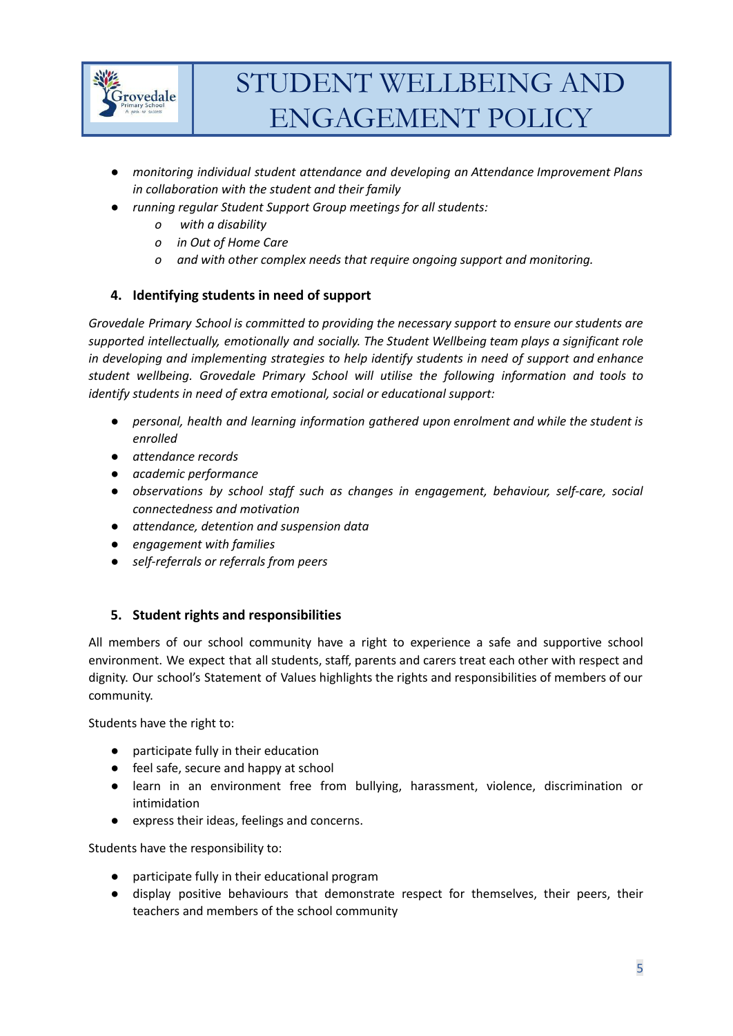- *monitoring individual student attendance and developing an Attendance Improvement Plans in collaboration with the student and their family*
- *running regular Student Support Group meetings for all students:*
    - *with a disability*
    - *in Out of Home Care*
    - *and with other complex needs that require ongoing support and monitoring.*

## 4. Identifying students in need of support

*Grovedale Primary School is committed to providing the necessary support to ensure our students are supported intellectually, emotionally and socially. The Student Wellbeing team plays a significant role in developing and implementing strategies to help identify students in need of support and enhance student wellbeing. Grovedale Primary School will utilise the following information and tools to identify students in need of extra emotional, social or educational support:*

- *personal, health and learning information gathered upon enrolment and while the student is enrolled*
- *attendance records*
- *academic performance*
- *observations by school staff such as changes in engagement, behaviour, self-care, social connectedness and motivation*
- *attendance, detention and suspension data*
- *engagement with families*
- *self-referrals or referrals from peers*

## 5. Student rights and responsibilities

All members of our school community have a right to experience a safe and supportive school environment. We expect that all students, staff, parents and carers treat each other with respect and dignity. Our school's Statement of Values highlights the rights and responsibilities of members of our community.

Students have the right to:

- participate fully in their education
- feel safe, secure and happy at school
- learn in an environment free from bullying, harassment, violence, discrimination or intimidation
- express their ideas, feelings and concerns.

Students have the responsibility to:

- participate fully in their educational program
- display positive behaviours that demonstrate respect for themselves, their peers, their teachers and members of the school community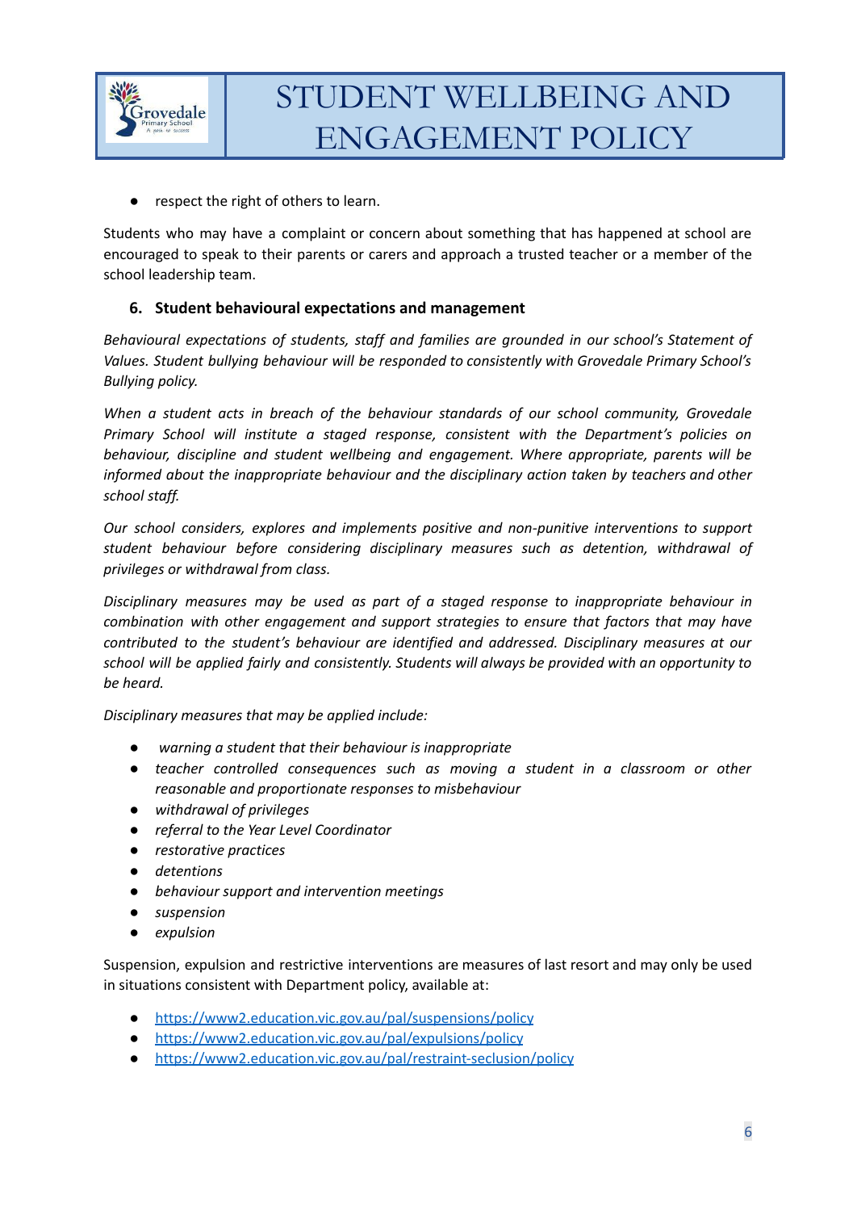- respect the right of others to learn.

Students who may have a complaint or concern about something that has happened at school are encouraged to speak to their parents or carers and approach a trusted teacher or a member of the school leadership team.

## 6. Student behavioural expectations and management

*Behavioural expectations of students, staff and families are grounded in our school's Statement of Values. Student bullying behaviour will be responded to consistently with Grovedale Primary School's Bullying policy.*

*When a student acts in breach of the behaviour standards of our school community, Grovedale Primary School will institute a staged response, consistent with the Department's policies on behaviour, discipline and student wellbeing and engagement. Where appropriate, parents will be informed about the inappropriate behaviour and the disciplinary action taken by teachers and other school staff.*

*Our school considers, explores and implements positive and non-punitive interventions to support student behaviour before considering disciplinary measures such as detention, withdrawal of privileges or withdrawal from class.*

*Disciplinary measures may be used as part of a staged response to inappropriate behaviour in combination with other engagement and support strategies to ensure that factors that may have contributed to the student's behaviour are identified and addressed. Disciplinary measures at our school will be applied fairly and consistently. Students will always be provided with an opportunity to be heard.*

*Disciplinary measures that may be applied include:*

- *warning a student that their behaviour is inappropriate*
- *teacher controlled consequences such as moving a student in a classroom or other reasonable and proportionate responses to misbehaviour*
- *withdrawal of privileges*
- *referral to the Year Level Coordinator*
- *restorative practices*
- *detentions*
- *behaviour support and intervention meetings*
- *suspension*
- *expulsion*

Suspension, expulsion and restrictive interventions are measures of last resort and may only be used in situations consistent with Department policy, available at:

- https://www2.education.vic.gov.au/pal/suspensions/policy
- https://www2.education.vic.gov.au/pal/expulsions/policy
- https://www2.education.vic.gov.au/pal/restraint-seclusion/policy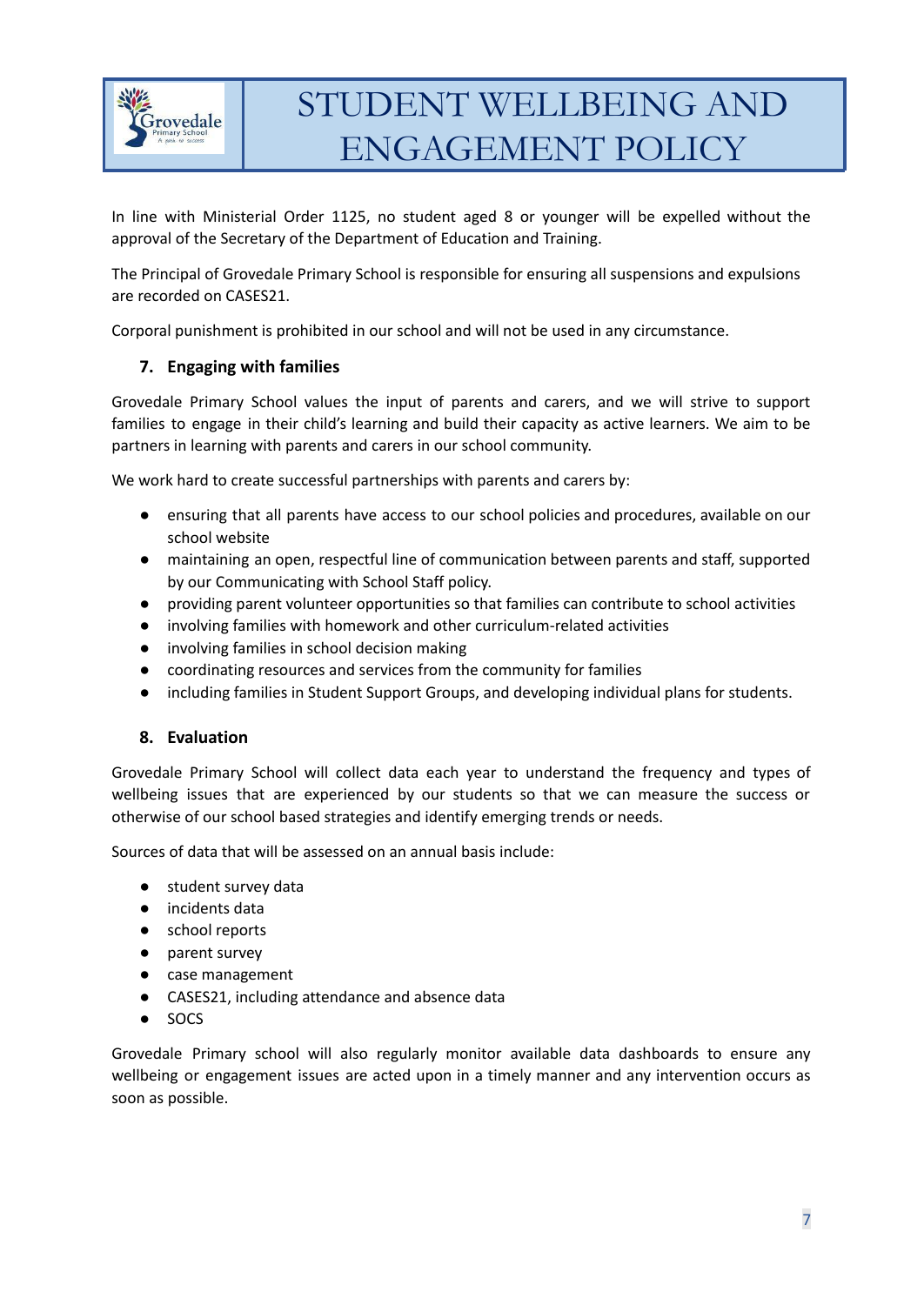In line with Ministerial Order 1125, no student aged 8 or younger will be expelled without the approval of the Secretary of the Department of Education and Training.

The Principal of Grovedale Primary School is responsible for ensuring all suspensions and expulsions are recorded on CASES21.

Corporal punishment is prohibited in our school and will not be used in any circumstance.

## 7. Engaging with families

Grovedale Primary School values the input of parents and carers, and we will strive to support families to engage in their child's learning and build their capacity as active learners. We aim to be partners in learning with parents and carers in our school community.

We work hard to create successful partnerships with parents and carers by:

- ensuring that all parents have access to our school policies and procedures, available on our school website
- maintaining an open, respectful line of communication between parents and staff, supported by our Communicating with School Staff policy.
- providing parent volunteer opportunities so that families can contribute to school activities
- involving families with homework and other curriculum-related activities
- involving families in school decision making
- coordinating resources and services from the community for families
- including families in Student Support Groups, and developing individual plans for students.

## 8. Evaluation

Grovedale Primary School will collect data each year to understand the frequency and types of wellbeing issues that are experienced by our students so that we can measure the success or otherwise of our school based strategies and identify emerging trends or needs.

Sources of data that will be assessed on an annual basis include:

- student survey data
- incidents data
- school reports
- parent survey
- case management
- CASES21, including attendance and absence data
- SOCS

Grovedale Primary school will also regularly monitor available data dashboards to ensure any wellbeing or engagement issues are acted upon in a timely manner and any intervention occurs as soon as possible.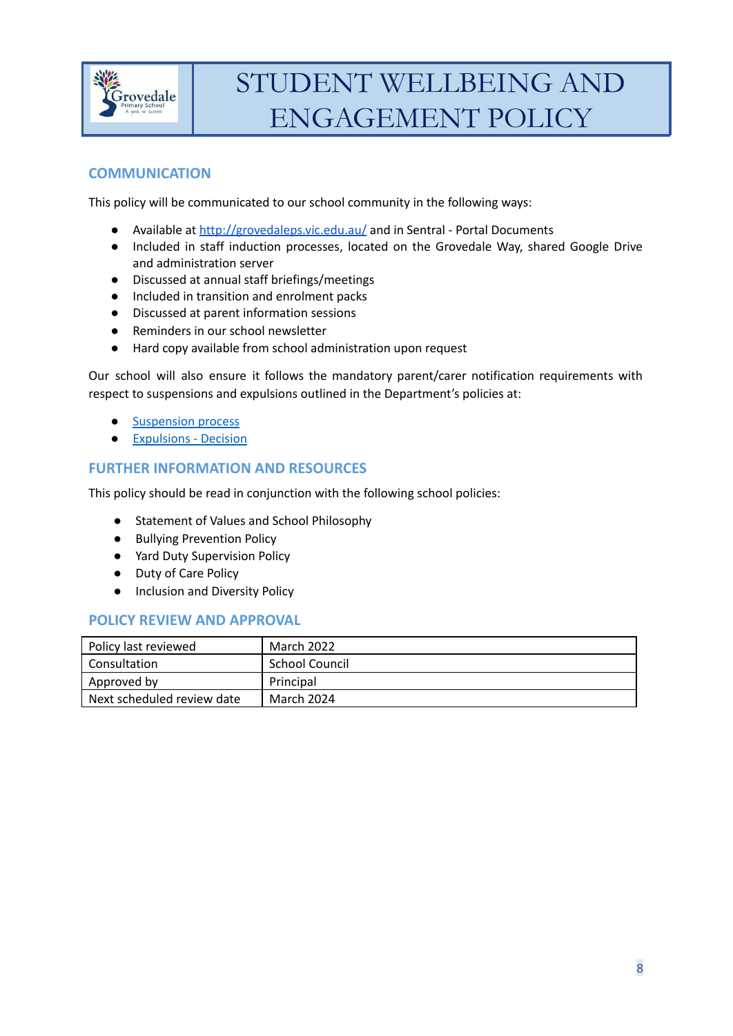## COMMUNICATION

This policy will be communicated to our school community in the following ways:

- Available at [http://grovedaleps.vic.edu.au/](http://grovedaleps.vic.edu.au/) and in Sentral - Portal Documents
- Included in staff induction processes, located on the Grovedale Way, shared Google Drive and administration server
- Discussed at annual staff briefings/meetings
- Included in transition and enrolment packs
- Discussed at parent information sessions
- Reminders in our school newsletter
- Hard copy available from school administration upon request

Our school will also ensure it follows the mandatory parent/carer notification requirements with respect to suspensions and expulsions outlined in the Department's policies at:

- Suspension process
- Expulsions - Decision

## FURTHER INFORMATION AND RESOURCES

This policy should be read in conjunction with the following school policies:

- Statement of Values and School Philosophy
- Bullying Prevention Policy
- Yard Duty Supervision Policy
- Duty of Care Policy
- Inclusion and Diversity Policy

## POLICY REVIEW AND APPROVAL

| | |
|---|---|
| Policy last reviewed | March 2022 |
| Consultation | School Council |
| Approved by | Principal |
| Next scheduled review date | March 2024 |